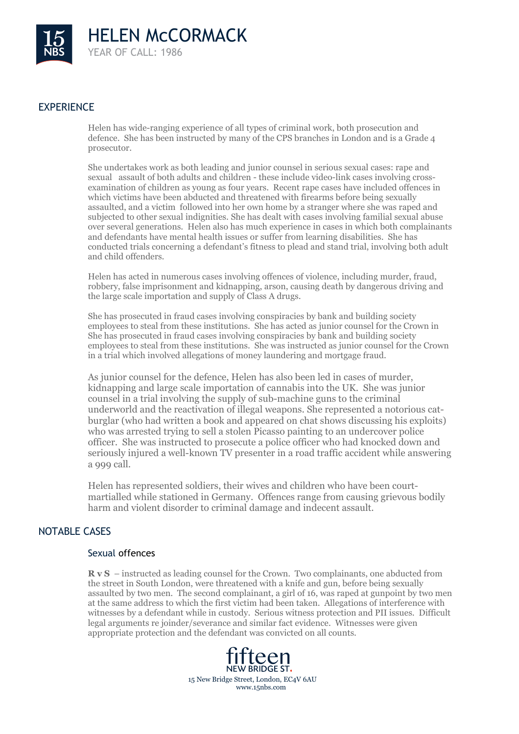# HELEN McCORMACK

YEAR OF CALL: 1986

## EXPERIENCE

Helen has wide-ranging experience of all types of criminal work, both prosecution and defence. She has been instructed by many of the CPS branches in London and is a Grade 4 prosecutor.

She undertakes work as both leading and junior counsel in serious sexual cases: rape and sexual assault of both adults and children - these include video-link cases involving cross-examination of children as young as four years. Recent rape cases have included offences in which victims have been abducted and threatened with firearms before being sexually assaulted, and a victim followed into her own home by a stranger where she was raped and subjected to other sexual indignities. She has dealt with cases involving familial sexual abuse over several generations. Helen also has much experience in cases in which both complainants and defendants have mental health issues or suffer from learning disabilities. She has conducted trials concerning a defendant's fitness to plead and stand trial, involving both adult and child offenders.

Helen has acted in numerous cases involving offences of violence, including murder, fraud, robbery, false imprisonment and kidnapping, arson, causing death by dangerous driving and the large scale importation and supply of Class A drugs.

She has prosecuted in fraud cases involving conspiracies by bank and building society employees to steal from these institutions. She has acted as junior counsel for the Crown in She has prosecuted in fraud cases involving conspiracies by bank and building society employees to steal from these institutions. She was instructed as junior counsel for the Crown in a trial which involved allegations of money laundering and mortgage fraud.

As junior counsel for the defence, Helen has also been led in cases of murder, kidnapping and large scale importation of cannabis into the UK. She was junior counsel in a trial involving the supply of sub-machine guns to the criminal underworld and the reactivation of illegal weapons. She represented a notorious cat-burglar (who had written a book and appeared on chat shows discussing his exploits) who was arrested trying to sell a stolen Picasso painting to an undercover police officer. She was instructed to prosecute a police officer who had knocked down and seriously injured a well-known TV presenter in a road traffic accident while answering a 999 call.

Helen has represented soldiers, their wives and children who have been court-martialled while stationed in Germany. Offences range from causing grievous bodily harm and violent disorder to criminal damage and indecent assault.

## NOTABLE CASES

### Sexual offences

**R v S** – instructed as leading counsel for the Crown. Two complainants, one abducted from the street in South London, were threatened with a knife and gun, before being sexually assaulted by two men. The second complainant, a girl of 16, was raped at gunpoint by two men at the same address to which the first victim had been taken. Allegations of interference with witnesses by a defendant while in custody. Serious witness protection and PII issues. Difficult legal arguments re joinder/severance and similar fact evidence. Witnesses were given appropriate protection and the defendant was convicted on all counts.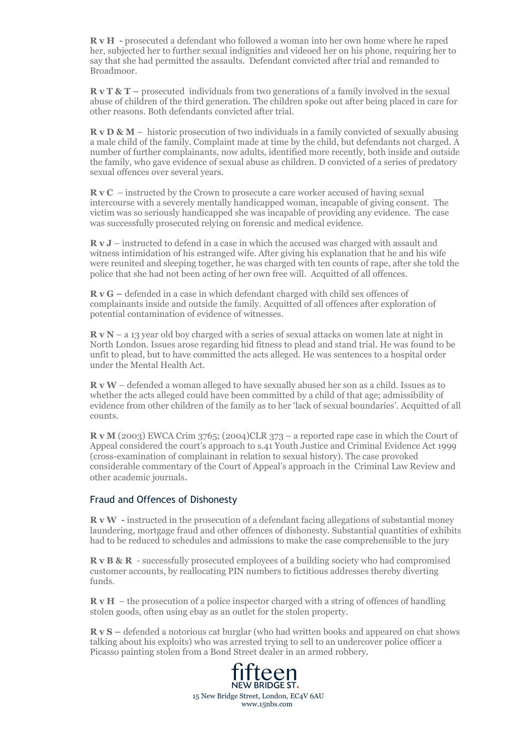**R v H -** prosecuted a defendant who followed a woman into her own home where he raped her, subjected her to further sexual indignities and videoed her on his phone, requiring her to say that she had permitted the assaults. Defendant convicted after trial and remanded to Broadmoor.

**R v T & T –** prosecuted individuals from two generations of a family involved in the sexual abuse of children of the third generation. The children spoke out after being placed in care for other reasons. Both defendants convicted after trial.

**R v D & M** – historic prosecution of two individuals in a family convicted of sexually abusing a male child of the family. Complaint made at time by the child, but defendants not charged. A number of further complainants, now adults, identified more recently, both inside and outside the family, who gave evidence of sexual abuse as children. D convicted of a series of predatory sexual offences over several years.

**R v C** – instructed by the Crown to prosecute a care worker accused of having sexual intercourse with a severely mentally handicapped woman, incapable of giving consent. The victim was so seriously handicapped she was incapable of providing any evidence. The case was successfully prosecuted relying on forensic and medical evidence.

**R v J** – instructed to defend in a case in which the accused was charged with assault and witness intimidation of his estranged wife. After giving his explanation that he and his wife were reunited and sleeping together, he was charged with ten counts of rape, after she told the police that she had not been acting of her own free will. Acquitted of all offences.

**R v G –** defended in a case in which defendant charged with child sex offences of complainants inside and outside the family. Acquitted of all offences after exploration of potential contamination of evidence of witnesses.

**R v N** – a 13 year old boy charged with a series of sexual attacks on women late at night in North London. Issues arose regarding hid fitness to plead and stand trial. He was found to be unfit to plead, but to have committed the acts alleged. He was sentences to a hospital order under the Mental Health Act.

**R v W** – defended a woman alleged to have sexually abused her son as a child. Issues as to whether the acts alleged could have been committed by a child of that age; admissibility of evidence from other children of the family as to her 'lack of sexual boundaries'. Acquitted of all counts.

**R v M** (2003) EWCA Crim 3765; (2004)CLR 373 – a reported rape case in which the Court of Appeal considered the court's approach to s.41 Youth Justice and Criminal Evidence Act 1999 (cross-examination of complainant in relation to sexual history). The case provoked considerable commentary of the Court of Appeal's approach in the Criminal Law Review and other academic journals.

## Fraud and Offences of Dishonesty

**R v W -** instructed in the prosecution of a defendant facing allegations of substantial money laundering, mortgage fraud and other offences of dishonesty. Substantial quantities of exhibits had to be reduced to schedules and admissions to make the case comprehensible to the jury

**R v B & R** - successfully prosecuted employees of a building society who had compromised customer accounts, by reallocating PIN numbers to fictitious addresses thereby diverting funds.

**R v H** – the prosecution of a police inspector charged with a string of offences of handling stolen goods, often using ebay as an outlet for the stolen property.

**R v S –** defended a notorious cat burglar (who had written books and appeared on chat shows talking about his exploits) who was arrested trying to sell to an undercover police officer a Picasso painting stolen from a Bond Street dealer in an armed robbery.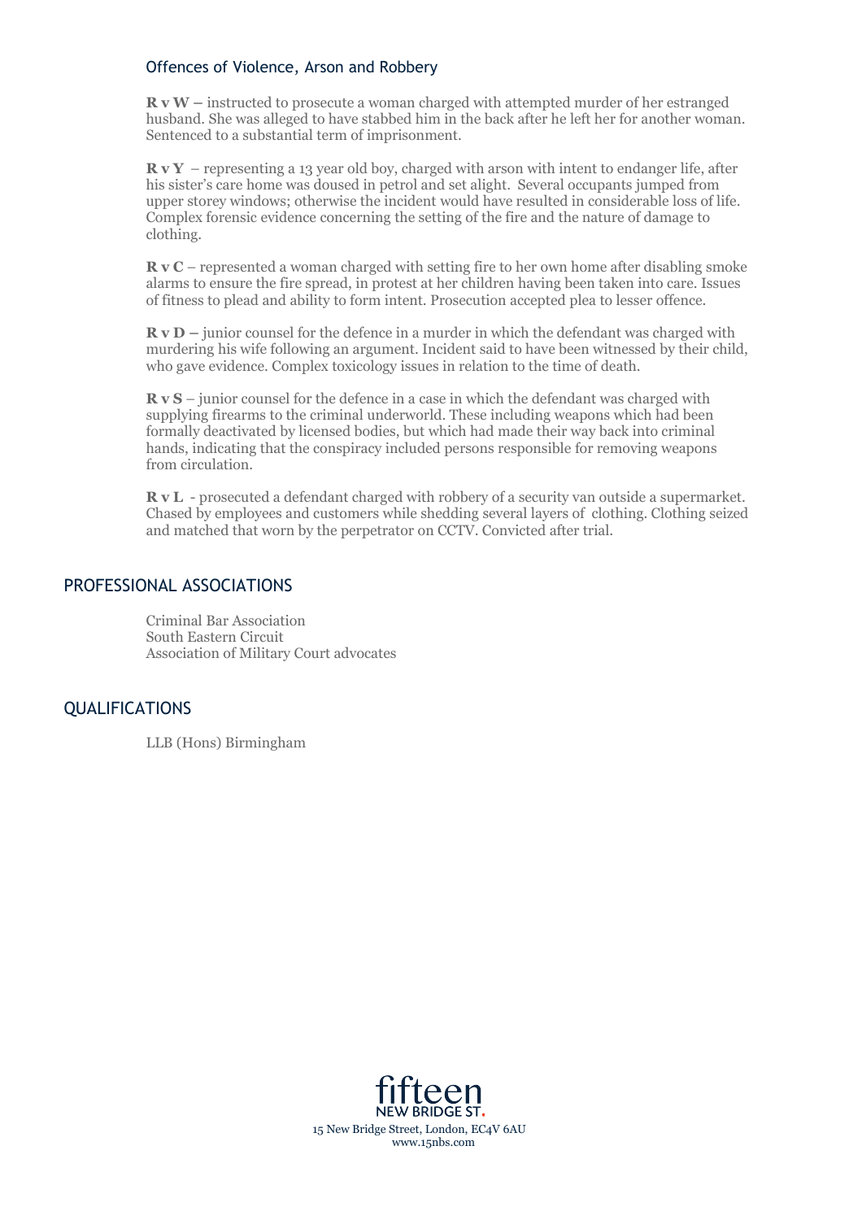### Offences of Violence, Arson and Robbery

**R v W –** instructed to prosecute a woman charged with attempted murder of her estranged husband. She was alleged to have stabbed him in the back after he left her for another woman. Sentenced to a substantial term of imprisonment.

**R v Y** – representing a 13 year old boy, charged with arson with intent to endanger life, after his sister's care home was doused in petrol and set alight. Several occupants jumped from upper storey windows; otherwise the incident would have resulted in considerable loss of life. Complex forensic evidence concerning the setting of the fire and the nature of damage to clothing.

**R v C** – represented a woman charged with setting fire to her own home after disabling smoke alarms to ensure the fire spread, in protest at her children having been taken into care. Issues of fitness to plead and ability to form intent. Prosecution accepted plea to lesser offence.

**R v D –** junior counsel for the defence in a murder in which the defendant was charged with murdering his wife following an argument. Incident said to have been witnessed by their child, who gave evidence. Complex toxicology issues in relation to the time of death.

**R v S** – junior counsel for the defence in a case in which the defendant was charged with supplying firearms to the criminal underworld. These including weapons which had been formally deactivated by licensed bodies, but which had made their way back into criminal hands, indicating that the conspiracy included persons responsible for removing weapons from circulation.

**R v L** - prosecuted a defendant charged with robbery of a security van outside a supermarket. Chased by employees and customers while shedding several layers of clothing. Clothing seized and matched that worn by the perpetrator on CCTV. Convicted after trial.

## PROFESSIONAL ASSOCIATIONS

Criminal Bar Association
South Eastern Circuit
Association of Military Court advocates

## QUALIFICATIONS

LLB (Hons) Birmingham

fifteen NEW BRIDGE ST.
15 New Bridge Street, London, EC4V 6AU
www.15nbs.com